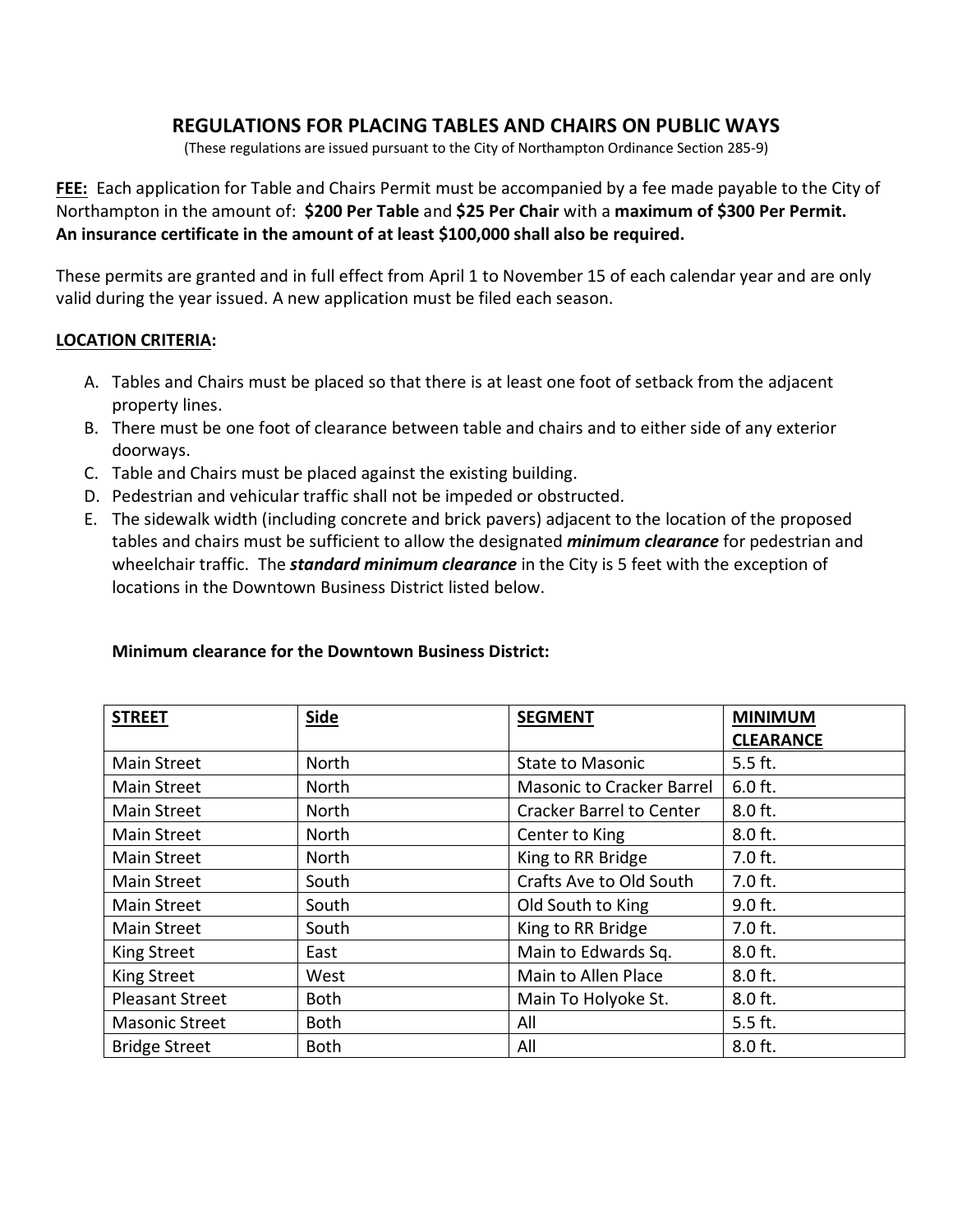# REGULATIONS FOR PLACING TABLES AND CHAIRS ON PUBLIC WAYS

(These regulations are issued pursuant to the City of Northampton Ordinance Section 285-9)

**FEE:** Each application for Table and Chairs Permit must be accompanied by a fee made payable to the City of Northampton in the amount of: **$200 Per Table** and **$25 Per Chair** with a **maximum of $300 Per Permit. An insurance certificate in the amount of at least $100,000 shall also be required.**

These permits are granted and in full effect from April 1 to November 15 of each calendar year and are only valid during the year issued. A new application must be filed each season.

**LOCATION CRITERIA:**

A. Tables and Chairs must be placed so that there is at least one foot of setback from the adjacent property lines.
B. There must be one foot of clearance between table and chairs and to either side of any exterior doorways.
C. Table and Chairs must be placed against the existing building.
D. Pedestrian and vehicular traffic shall not be impeded or obstructed.
E. The sidewalk width (including concrete and brick pavers) adjacent to the location of the proposed tables and chairs must be sufficient to allow the designated ***minimum clearance*** for pedestrian and wheelchair traffic. The ***standard minimum clearance*** in the City is 5 feet with the exception of locations in the Downtown Business District listed below.

**Minimum clearance for the Downtown Business District:**

| STREET | Side | SEGMENT | MINIMUM CLEARANCE |
|---|---|---|---|
| Main Street | North | State to Masonic | 5.5 ft. |
| Main Street | North | Masonic to Cracker Barrel | 6.0 ft. |
| Main Street | North | Cracker Barrel to Center | 8.0 ft. |
| Main Street | North | Center to King | 8.0 ft. |
| Main Street | North | King to RR Bridge | 7.0 ft. |
| Main Street | South | Crafts Ave to Old South | 7.0 ft. |
| Main Street | South | Old South to King | 9.0 ft. |
| Main Street | South | King to RR Bridge | 7.0 ft. |
| King Street | East | Main to Edwards Sq. | 8.0 ft. |
| King Street | West | Main to Allen Place | 8.0 ft. |
| Pleasant Street | Both | Main To Holyoke St. | 8.0 ft. |
| Masonic Street | Both | All | 5.5 ft. |
| Bridge Street | Both | All | 8.0 ft. |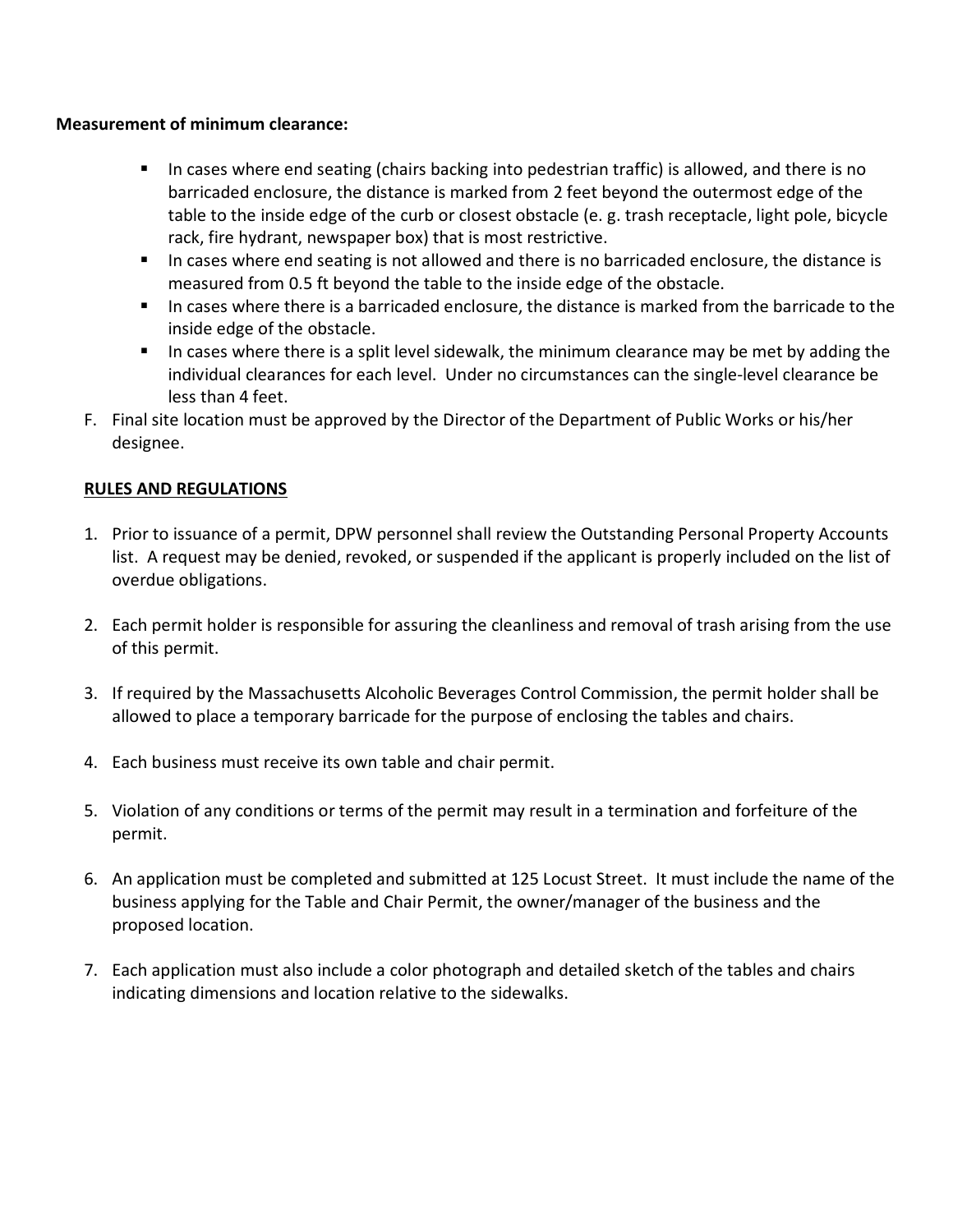**Measurement of minimum clearance:**

- In cases where end seating (chairs backing into pedestrian traffic) is allowed, and there is no barricaded enclosure, the distance is marked from 2 feet beyond the outermost edge of the table to the inside edge of the curb or closest obstacle (e. g. trash receptacle, light pole, bicycle rack, fire hydrant, newspaper box) that is most restrictive.
- In cases where end seating is not allowed and there is no barricaded enclosure, the distance is measured from 0.5 ft beyond the table to the inside edge of the obstacle.
- In cases where there is a barricaded enclosure, the distance is marked from the barricade to the inside edge of the obstacle.
- In cases where there is a split level sidewalk, the minimum clearance may be met by adding the individual clearances for each level. Under no circumstances can the single-level clearance be less than 4 feet.

F. Final site location must be approved by the Director of the Department of Public Works or his/her designee.

**RULES AND REGULATIONS**

1. Prior to issuance of a permit, DPW personnel shall review the Outstanding Personal Property Accounts list. A request may be denied, revoked, or suspended if the applicant is properly included on the list of overdue obligations.

2. Each permit holder is responsible for assuring the cleanliness and removal of trash arising from the use of this permit.

3. If required by the Massachusetts Alcoholic Beverages Control Commission, the permit holder shall be allowed to place a temporary barricade for the purpose of enclosing the tables and chairs.

4. Each business must receive its own table and chair permit.

5. Violation of any conditions or terms of the permit may result in a termination and forfeiture of the permit.

6. An application must be completed and submitted at 125 Locust Street. It must include the name of the business applying for the Table and Chair Permit, the owner/manager of the business and the proposed location.

7. Each application must also include a color photograph and detailed sketch of the tables and chairs indicating dimensions and location relative to the sidewalks.